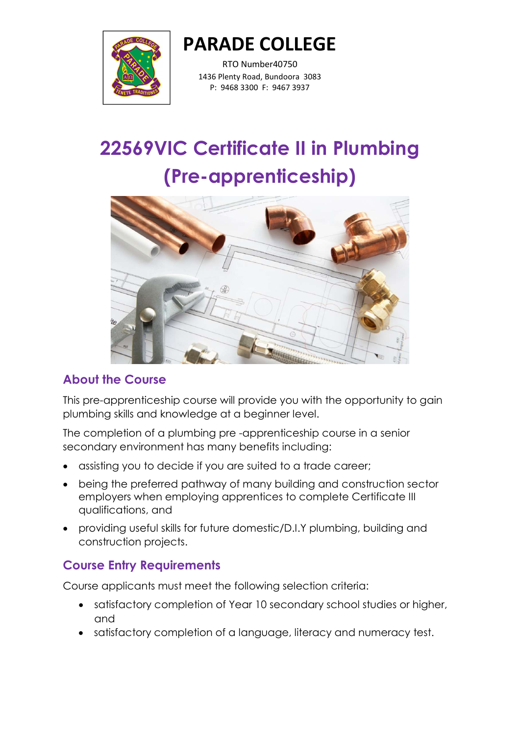# PARADE COLLEGE

RTO Number40750
1436 Plenty Road, Bundoora 3083
P: 9468 3300 F: 9467 3937

# 22569VIC Certificate II in Plumbing (Pre-apprenticeship)

## About the Course

This pre-apprenticeship course will provide you with the opportunity to gain plumbing skills and knowledge at a beginner level.

The completion of a plumbing pre -apprenticeship course in a senior secondary environment has many benefits including:

- assisting you to decide if you are suited to a trade career;
- being the preferred pathway of many building and construction sector employers when employing apprentices to complete Certificate III qualifications, and
- providing useful skills for future domestic/D.I.Y plumbing, building and construction projects.

## Course Entry Requirements

Course applicants must meet the following selection criteria:

- satisfactory completion of Year 10 secondary school studies or higher, and
- satisfactory completion of a language, literacy and numeracy test.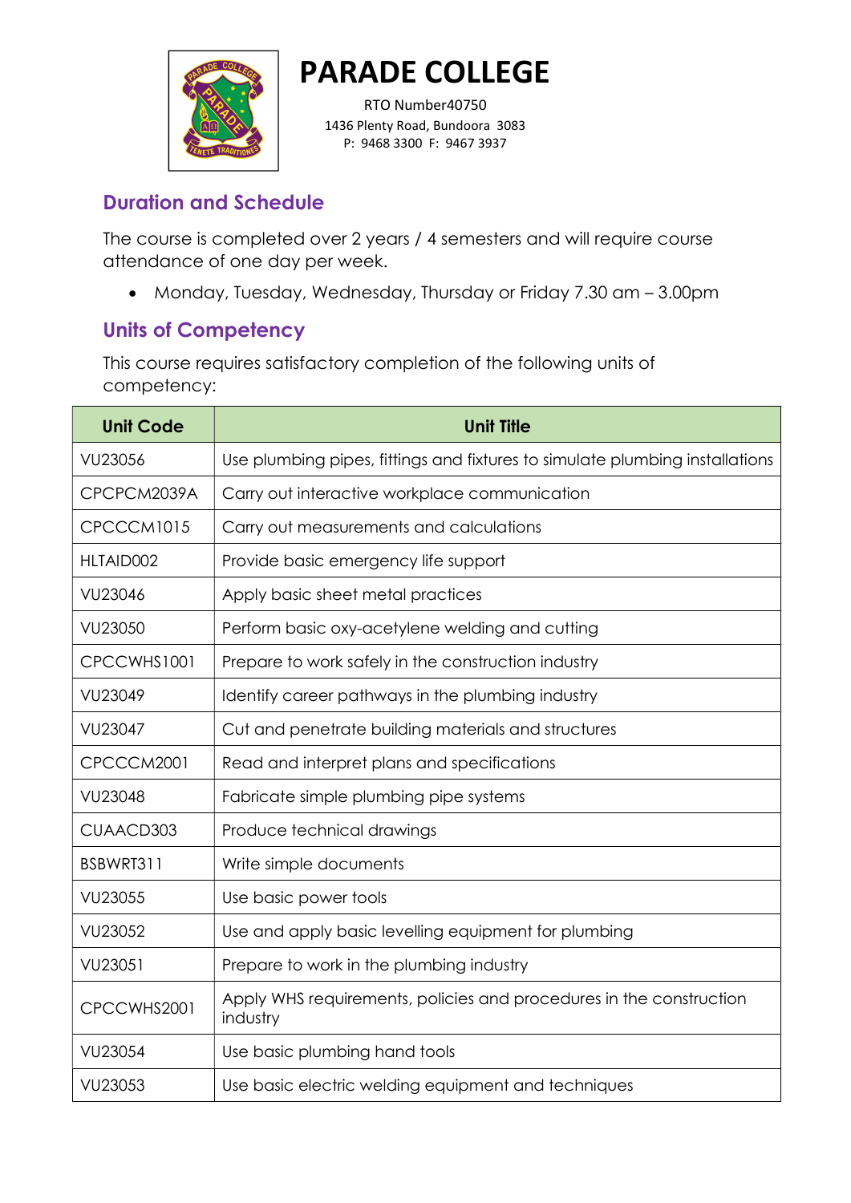# PARADE COLLEGE

RTO Number40750
1436 Plenty Road, Bundoora 3083
P: 9468 3300 F: 9467 3937

## Duration and Schedule

The course is completed over 2 years / 4 semesters and will require course attendance of one day per week.

- Monday, Tuesday, Wednesday, Thursday or Friday 7.30 am – 3.00pm

## Units of Competency

This course requires satisfactory completion of the following units of competency:

| Unit Code | Unit Title |
| --- | --- |
| VU23056 | Use plumbing pipes, fittings and fixtures to simulate plumbing installations |
| CPCPCM2039A | Carry out interactive workplace communication |
| CPCCCM1015 | Carry out measurements and calculations |
| HLTAID002 | Provide basic emergency life support |
| VU23046 | Apply basic sheet metal practices |
| VU23050 | Perform basic oxy-acetylene welding and cutting |
| CPCCWHS1001 | Prepare to work safely in the construction industry |
| VU23049 | Identify career pathways in the plumbing industry |
| VU23047 | Cut and penetrate building materials and structures |
| CPCCCM2001 | Read and interpret plans and specifications |
| VU23048 | Fabricate simple plumbing pipe systems |
| CUAACD303 | Produce technical drawings |
| BSBWRT311 | Write simple documents |
| VU23055 | Use basic power tools |
| VU23052 | Use and apply basic levelling equipment for plumbing |
| VU23051 | Prepare to work in the plumbing industry |
| CPCCWHS2001 | Apply WHS requirements, policies and procedures in the construction industry |
| VU23054 | Use basic plumbing hand tools |
| VU23053 | Use basic electric welding equipment and techniques |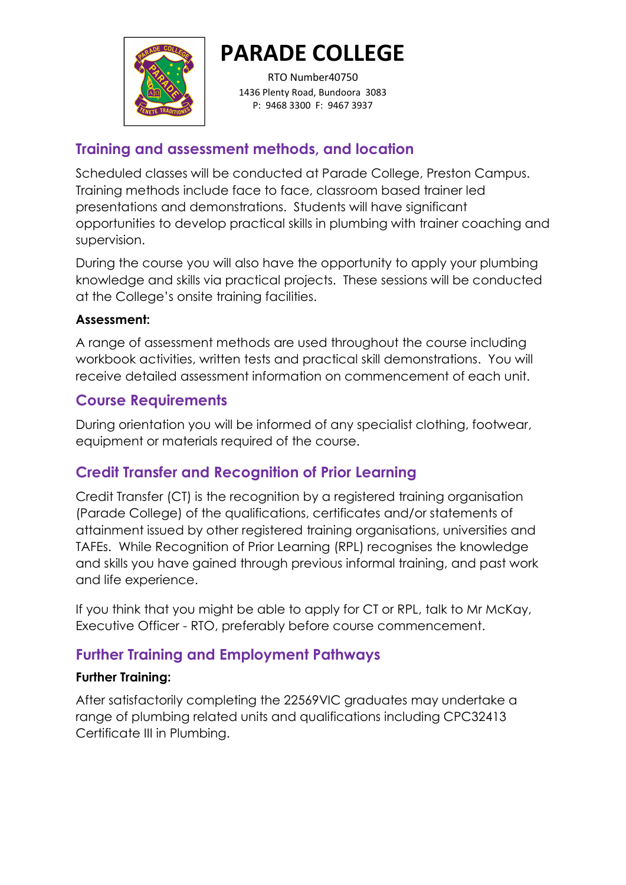# PARADE COLLEGE

RTO Number40750
1436 Plenty Road, Bundoora 3083
P: 9468 3300 F: 9467 3937

## Training and assessment methods, and location

Scheduled classes will be conducted at Parade College, Preston Campus. Training methods include face to face, classroom based trainer led presentations and demonstrations. Students will have significant opportunities to develop practical skills in plumbing with trainer coaching and supervision.

During the course you will also have the opportunity to apply your plumbing knowledge and skills via practical projects. These sessions will be conducted at the College's onsite training facilities.

**Assessment:**

A range of assessment methods are used throughout the course including workbook activities, written tests and practical skill demonstrations. You will receive detailed assessment information on commencement of each unit.

## Course Requirements

During orientation you will be informed of any specialist clothing, footwear, equipment or materials required of the course.

## Credit Transfer and Recognition of Prior Learning

Credit Transfer (CT) is the recognition by a registered training organisation (Parade College) of the qualifications, certificates and/or statements of attainment issued by other registered training organisations, universities and TAFEs. While Recognition of Prior Learning (RPL) recognises the knowledge and skills you have gained through previous informal training, and past work and life experience.

If you think that you might be able to apply for CT or RPL, talk to Mr McKay, Executive Officer - RTO, preferably before course commencement.

## Further Training and Employment Pathways

**Further Training:**

After satisfactorily completing the 22569VIC graduates may undertake a range of plumbing related units and qualifications including CPC32413 Certificate III in Plumbing.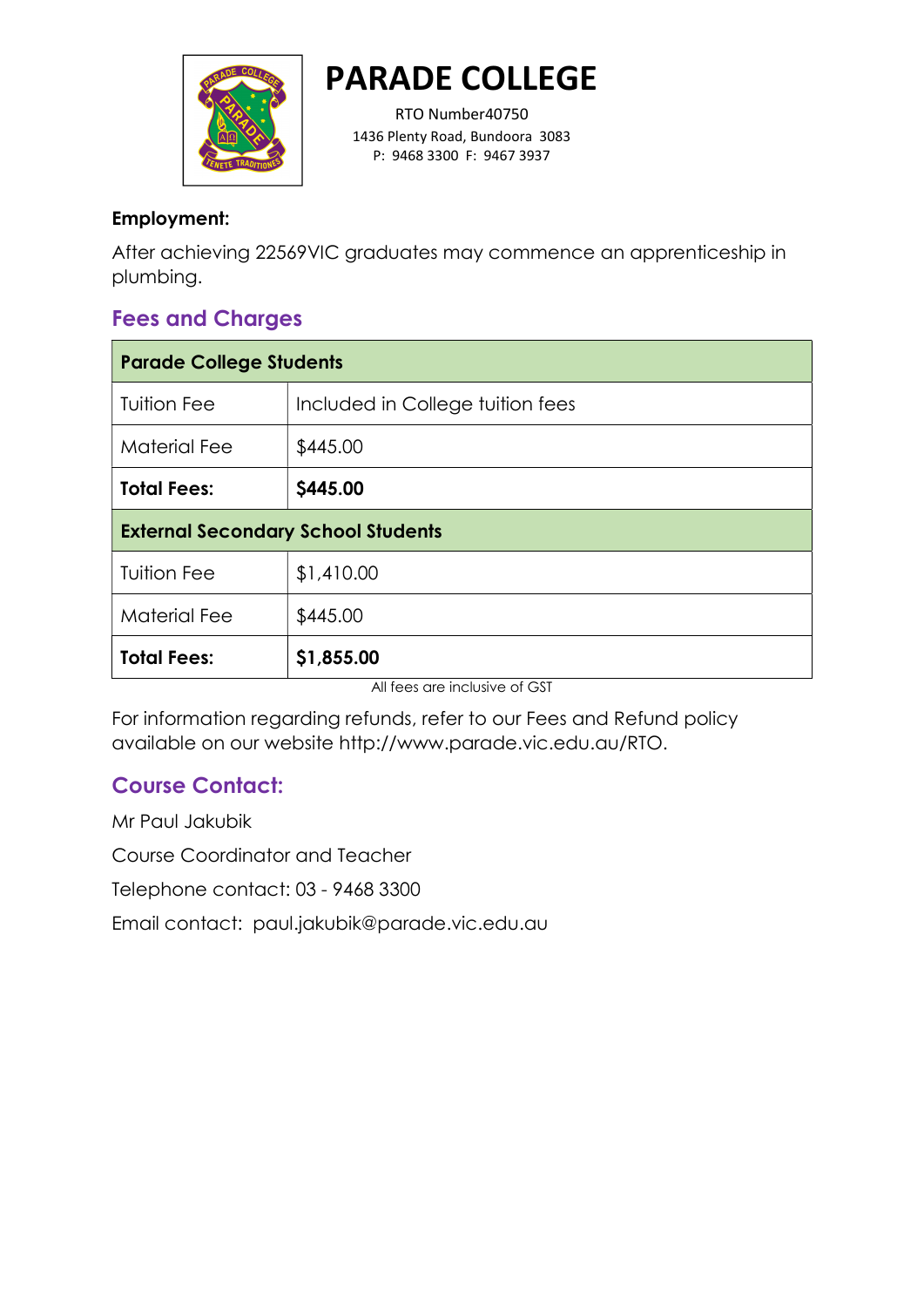# PARADE COLLEGE

RTO Number40750
1436 Plenty Road, Bundoora 3083
P: 9468 3300 F: 9467 3937

**Employment:**

After achieving 22569VIC graduates may commence an apprenticeship in plumbing.

## Fees and Charges

| | |
|---|---|
| **Parade College Students** | |
| Tuition Fee | Included in College tuition fees |
| Material Fee | $445.00 |
| **Total Fees:** | **$445.00** |
| **External Secondary School Students** | |
| Tuition Fee | $1,410.00 |
| Material Fee | $445.00 |
| **Total Fees:** | **$1,855.00** |

All fees are inclusive of GST

For information regarding refunds, refer to our Fees and Refund policy available on our website http://www.parade.vic.edu.au/RTO.

## Course Contact:

Mr Paul Jakubik

Course Coordinator and Teacher

Telephone contact: 03 - 9468 3300

Email contact: paul.jakubik@parade.vic.edu.au